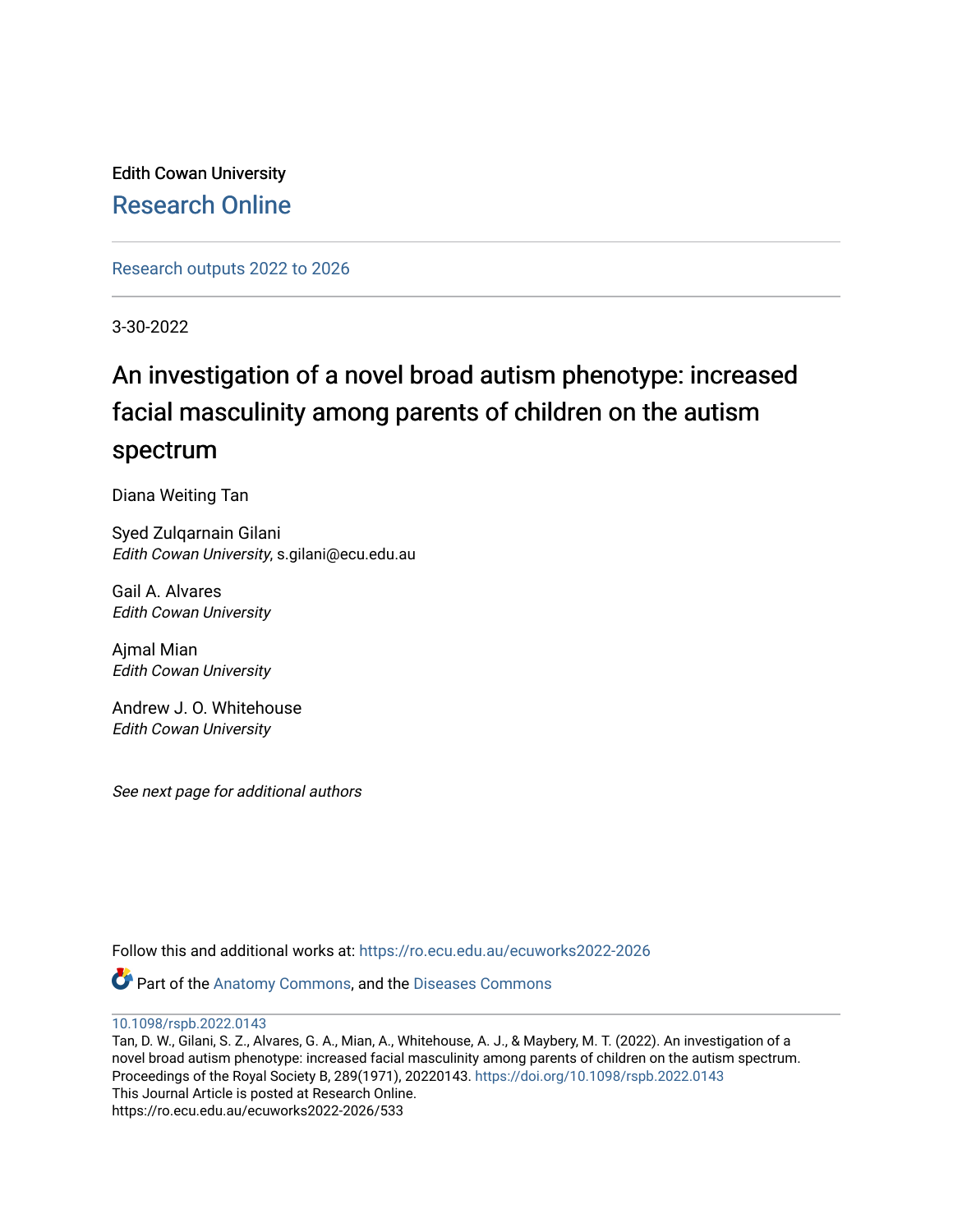Edith Cowan University

Research Online

Research outputs 2022 to 2026

3-30-2022

# An investigation of a novel broad autism phenotype: increased facial masculinity among parents of children on the autism spectrum

Diana Weiting Tan

Syed Zulqarnain Gilani
*Edith Cowan University*, s.gilani@ecu.edu.au

Gail A. Alvares
*Edith Cowan University*

Ajmal Mian
*Edith Cowan University*

Andrew J. O. Whitehouse
*Edith Cowan University*

*See next page for additional authors*

Follow this and additional works at: https://ro.ecu.edu.au/ecuworks2022-2026

Part of the Anatomy Commons, and the Diseases Commons

10.1098/rspb.2022.0143
Tan, D. W., Gilani, S. Z., Alvares, G. A., Mian, A., Whitehouse, A. J., & Maybery, M. T. (2022). An investigation of a novel broad autism phenotype: increased facial masculinity among parents of children on the autism spectrum. Proceedings of the Royal Society B, 289(1971), 20220143. https://doi.org/10.1098/rspb.2022.0143
This Journal Article is posted at Research Online.
https://ro.ecu.edu.au/ecuworks2022-2026/533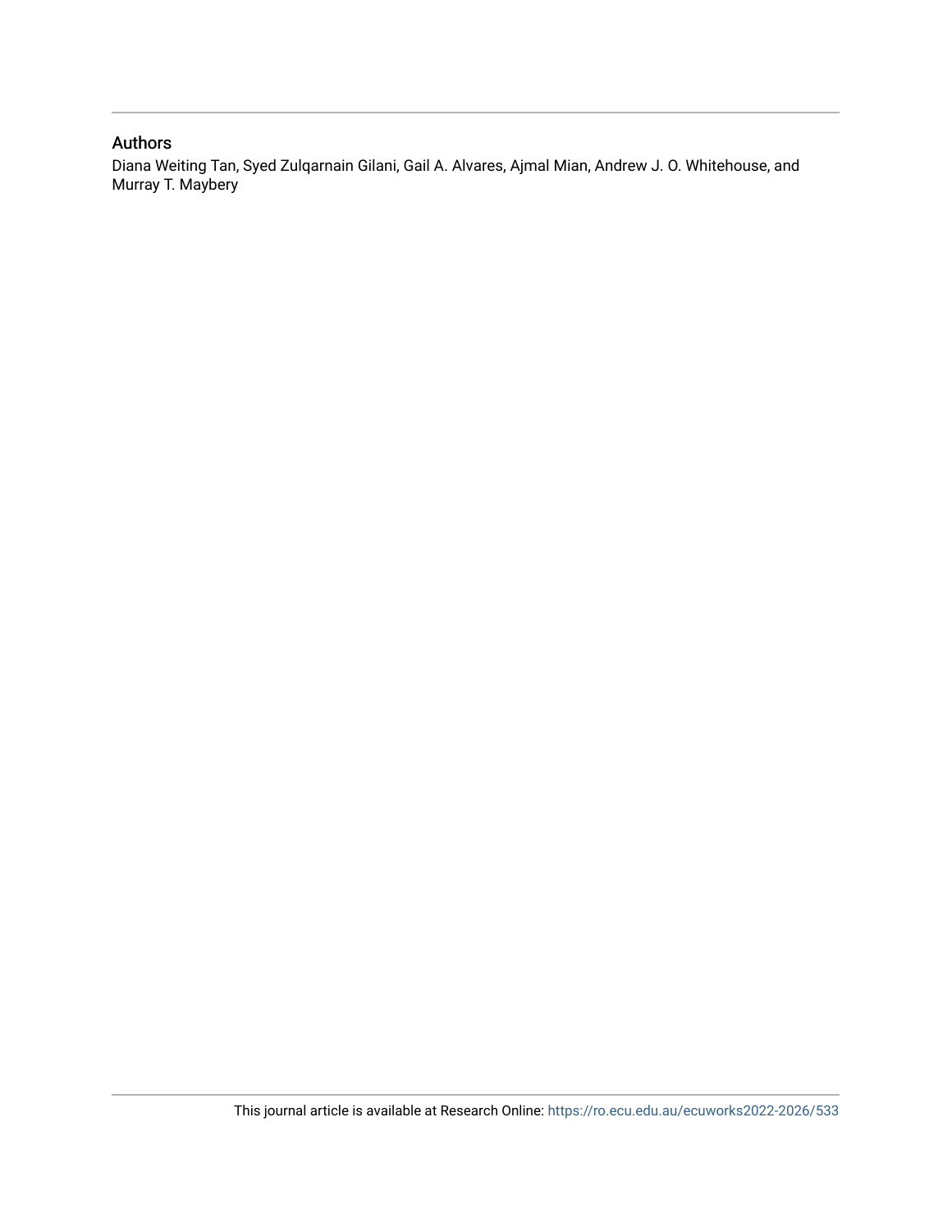## Authors

Diana Weiting Tan, Syed Zulqarnain Gilani, Gail A. Alvares, Ajmal Mian, Andrew J. O. Whitehouse, and Murray T. Maybery

This journal article is available at Research Online: https://ro.ecu.edu.au/ecuworks2022-2026/533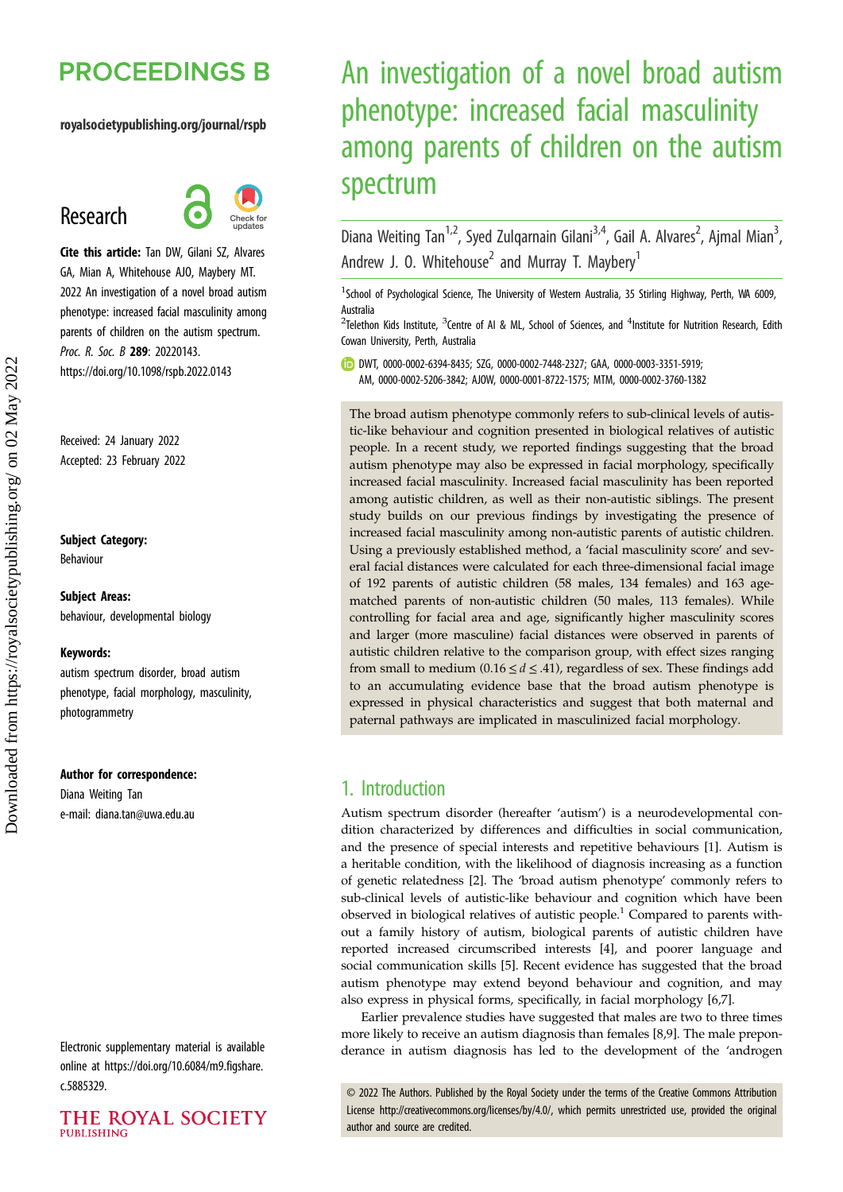# PROCEEDINGS B

royalsocietypublishing.org/journal/rspb

## Research

**Cite this article:** Tan DW, Gilani SZ, Alvares GA, Mian A, Whitehouse AJO, Maybery MT. 2022 An investigation of a novel broad autism phenotype: increased facial masculinity among parents of children on the autism spectrum. *Proc. R. Soc. B* **289**: 20220143. https://doi.org/10.1098/rspb.2022.0143

Received: 24 January 2022
Accepted: 23 February 2022

**Subject Category:**
Behaviour

**Subject Areas:**
behaviour, developmental biology

**Keywords:**
autism spectrum disorder, broad autism phenotype, facial morphology, masculinity, photogrammetry

**Author for correspondence:**
Diana Weiting Tan
e-mail: diana.tan@uwa.edu.au

Electronic supplementary material is available online at https://doi.org/10.6084/m9.figshare.c.5885329.

# An investigation of a novel broad autism phenotype: increased facial masculinity among parents of children on the autism spectrum

Diana Weiting Tan[1,2], Syed Zulqarnain Gilani[3,4], Gail A. Alvares[2], Ajmal Mian[3], Andrew J. O. Whitehouse[2] and Murray T. Maybery[1]

[1]School of Psychological Science, The University of Western Australia, 35 Stirling Highway, Perth, WA 6009, Australia
[2]Telethon Kids Institute, [3]Centre of AI & ML, School of Sciences, and [4]Institute for Nutrition Research, Edith Cowan University, Perth, Australia

DWT, 0000-0002-6394-8435; SZG, 0000-0002-7448-2327; GAA, 0000-0003-3351-5919; AM, 0000-0002-5206-3842; AJOW, 0000-0001-8722-1575; MTM, 0000-0002-3760-1382

The broad autism phenotype commonly refers to sub-clinical levels of autistic-like behaviour and cognition presented in biological relatives of autistic people. In a recent study, we reported findings suggesting that the broad autism phenotype may also be expressed in facial morphology, specifically increased facial masculinity. Increased facial masculinity has been reported among autistic children, as well as their non-autistic siblings. The present study builds on our previous findings by investigating the presence of increased facial masculinity among non-autistic parents of autistic children. Using a previously established method, a 'facial masculinity score' and several facial distances were calculated for each three-dimensional facial image of 192 parents of autistic children (58 males, 134 females) and 163 age-matched parents of non-autistic children (50 males, 113 females). While controlling for facial area and age, significantly higher masculinity scores and larger (more masculine) facial distances were observed in parents of autistic children relative to the comparison group, with effect sizes ranging from small to medium ($0.16 \leq d \leq .41$), regardless of sex. These findings add to an accumulating evidence base that the broad autism phenotype is expressed in physical characteristics and suggest that both maternal and paternal pathways are implicated in masculinized facial morphology.

## 1. Introduction

Autism spectrum disorder (hereafter 'autism') is a neurodevelopmental condition characterized by differences and difficulties in social communication, and the presence of special interests and repetitive behaviours [1]. Autism is a heritable condition, with the likelihood of diagnosis increasing as a function of genetic relatedness [2]. The 'broad autism phenotype' commonly refers to sub-clinical levels of autistic-like behaviour and cognition which have been observed in biological relatives of autistic people.[1] Compared to parents without a family history of autism, biological parents of autistic children have reported increased circumscribed interests [4], and poorer language and social communication skills [5]. Recent evidence has suggested that the broad autism phenotype may extend beyond behaviour and cognition, and may also express in physical forms, specifically, in facial morphology [6,7].

Earlier prevalence studies have suggested that males are two to three times more likely to receive an autism diagnosis than females [8,9]. The male preponderance in autism diagnosis has led to the development of the 'androgen

© 2022 The Authors. Published by the Royal Society under the terms of the Creative Commons Attribution License http://creativecommons.org/licenses/by/4.0/, which permits unrestricted use, provided the original author and source are credited.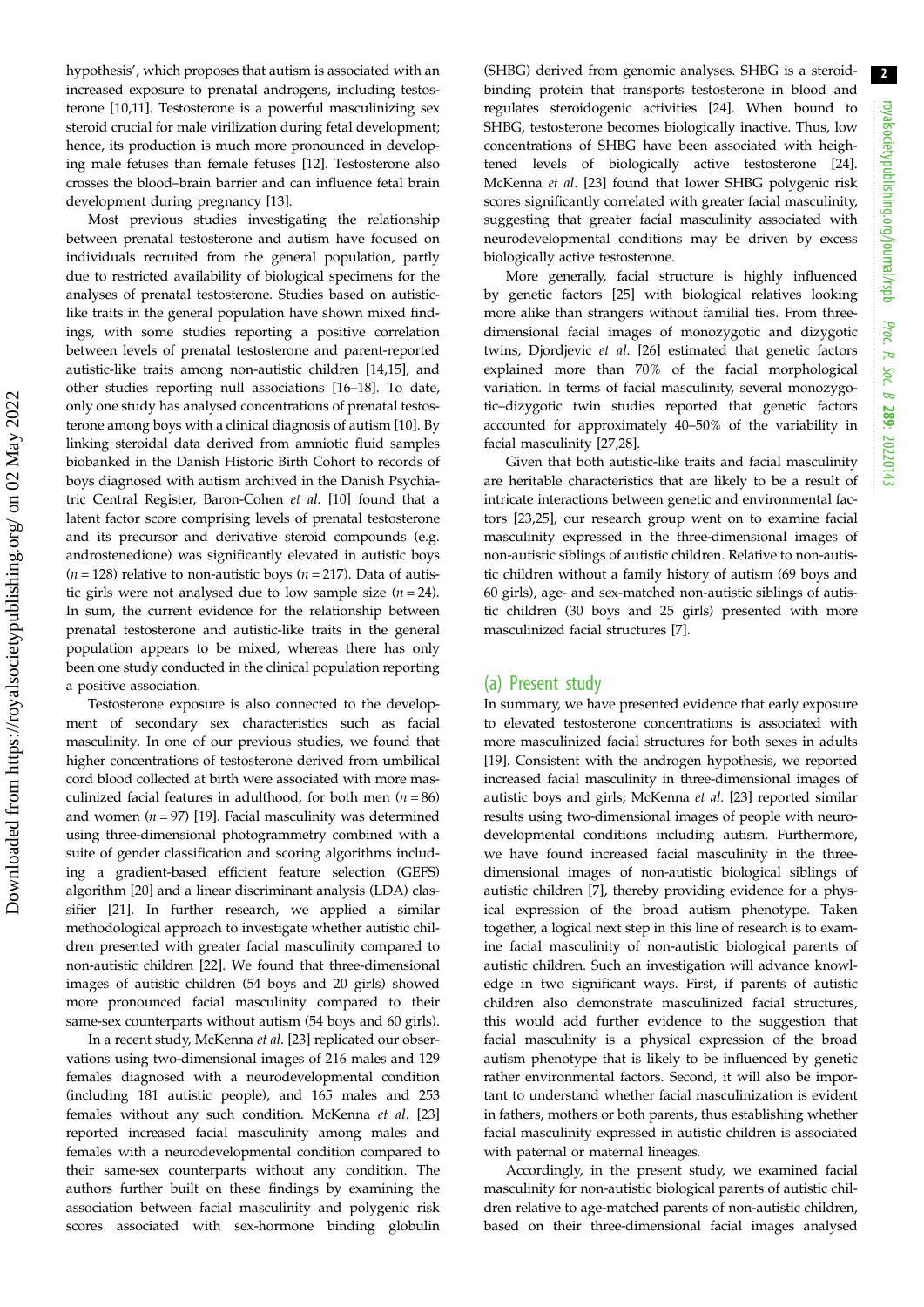hypothesis', which proposes that autism is associated with an increased exposure to prenatal androgens, including testosterone [10,11]. Testosterone is a powerful masculinizing sex steroid crucial for male virilization during fetal development; hence, its production is much more pronounced in developing male fetuses than female fetuses [12]. Testosterone also crosses the blood–brain barrier and can influence fetal brain development during pregnancy [13].

Most previous studies investigating the relationship between prenatal testosterone and autism have focused on individuals recruited from the general population, partly due to restricted availability of biological specimens for the analyses of prenatal testosterone. Studies based on autistic-like traits in the general population have shown mixed findings, with some studies reporting a positive correlation between levels of prenatal testosterone and parent-reported autistic-like traits among non-autistic children [14,15], and other studies reporting null associations [16–18]. To date, only one study has analysed concentrations of prenatal testosterone among boys with a clinical diagnosis of autism [10]. By linking steroidal data derived from amniotic fluid samples biobanked in the Danish Historic Birth Cohort to records of boys diagnosed with autism archived in the Danish Psychiatric Central Register, Baron-Cohen *et al.* [10] found that a latent factor score comprising levels of prenatal testosterone and its precursor and derivative steroid compounds (e.g. androstenedione) was significantly elevated in autistic boys ($n = 128$) relative to non-autistic boys ($n = 217$). Data of autistic girls were not analysed due to low sample size ($n = 24$). In sum, the current evidence for the relationship between prenatal testosterone and autistic-like traits in the general population appears to be mixed, whereas there has only been one study conducted in the clinical population reporting a positive association.

Testosterone exposure is also connected to the development of secondary sex characteristics such as facial masculinity. In one of our previous studies, we found that higher concentrations of testosterone derived from umbilical cord blood collected at birth were associated with more masculinized facial features in adulthood, for both men ($n = 86$) and women ($n = 97$) [19]. Facial masculinity was determined using three-dimensional photogrammetry combined with a suite of gender classification and scoring algorithms including a gradient-based efficient feature selection (GEFS) algorithm [20] and a linear discriminant analysis (LDA) classifier [21]. In further research, we applied a similar methodological approach to investigate whether autistic children presented with greater facial masculinity compared to non-autistic children [22]. We found that three-dimensional images of autistic children (54 boys and 20 girls) showed more pronounced facial masculinity compared to their same-sex counterparts without autism (54 boys and 60 girls).

In a recent study, McKenna *et al.* [23] replicated our observations using two-dimensional images of 216 males and 129 females diagnosed with a neurodevelopmental condition (including 181 autistic people), and 165 males and 253 females without any such condition. McKenna *et al.* [23] reported increased facial masculinity among males and females with a neurodevelopmental condition compared to their same-sex counterparts without any condition. The authors further built on these findings by examining the association between facial masculinity and polygenic risk scores associated with sex-hormone binding globulin (SHBG) derived from genomic analyses. SHBG is a steroid-binding protein that transports testosterone in blood and regulates steroidogenic activities [24]. When bound to SHBG, testosterone becomes biologically inactive. Thus, low concentrations of SHBG have been associated with heightened levels of biologically active testosterone [24]. McKenna *et al.* [23] found that lower SHBG polygenic risk scores significantly correlated with greater facial masculinity, suggesting that greater facial masculinity associated with neurodevelopmental conditions may be driven by excess biologically active testosterone.

More generally, facial structure is highly influenced by genetic factors [25] with biological relatives looking more alike than strangers without familial ties. From three-dimensional facial images of monozygotic and dizygotic twins, Djordjevic *et al.* [26] estimated that genetic factors explained more than 70% of the facial morphological variation. In terms of facial masculinity, several monozygotic–dizygotic twin studies reported that genetic factors accounted for approximately 40–50% of the variability in facial masculinity [27,28].

Given that both autistic-like traits and facial masculinity are heritable characteristics that are likely to be a result of intricate interactions between genetic and environmental factors [23,25], our research group went on to examine facial masculinity expressed in the three-dimensional images of non-autistic siblings of autistic children. Relative to non-autistic children without a family history of autism (69 boys and 60 girls), age- and sex-matched non-autistic siblings of autistic children (30 boys and 25 girls) presented with more masculinized facial structures [7].

## (a) Present study

In summary, we have presented evidence that early exposure to elevated testosterone concentrations is associated with more masculinized facial structures for both sexes in adults [19]. Consistent with the androgen hypothesis, we reported increased facial masculinity in three-dimensional images of autistic boys and girls; McKenna *et al.* [23] reported similar results using two-dimensional images of people with neurodevelopmental conditions including autism. Furthermore, we have found increased facial masculinity in the three-dimensional images of non-autistic biological siblings of autistic children [7], thereby providing evidence for a physical expression of the broad autism phenotype. Taken together, a logical next step in this line of research is to examine facial masculinity of non-autistic biological parents of autistic children. Such an investigation will advance knowledge in two significant ways. First, if parents of autistic children also demonstrate masculinized facial structures, this would add further evidence to the suggestion that facial masculinity is a physical expression of the broad autism phenotype that is likely to be influenced by genetic rather environmental factors. Second, it will also be important to understand whether facial masculinization is evident in fathers, mothers or both parents, thus establishing whether facial masculinity expressed in autistic children is associated with paternal or maternal lineages.

Accordingly, in the present study, we examined facial masculinity for non-autistic biological parents of autistic children relative to age-matched parents of non-autistic children, based on their three-dimensional facial images analysed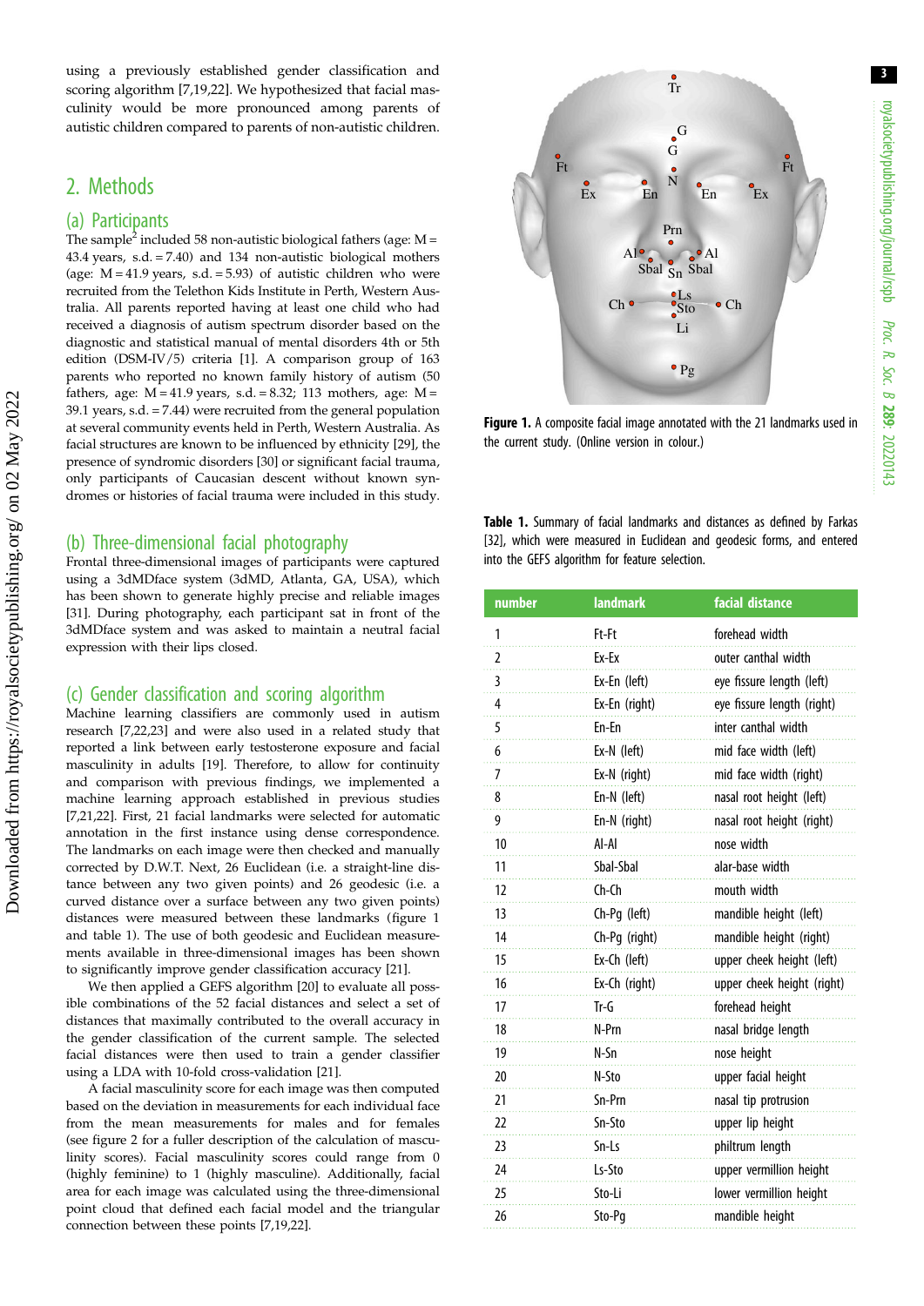using a previously established gender classification and scoring algorithm [7,19,22]. We hypothesized that facial masculinity would be more pronounced among parents of autistic children compared to parents of non-autistic children.

## 2. Methods

### (a) Participants

The sample[2] included 58 non-autistic biological fathers (age: M = 43.4 years, s.d. = 7.40) and 134 non-autistic biological mothers (age: M = 41.9 years, s.d. = 5.93) of autistic children who were recruited from the Telethon Kids Institute in Perth, Western Australia. All parents reported having at least one child who had received a diagnosis of autism spectrum disorder based on the diagnostic and statistical manual of mental disorders 4th or 5th edition (DSM-IV/5) criteria [1]. A comparison group of 163 parents who reported no known family history of autism (50 fathers, age: M = 41.9 years, s.d. = 8.32; 113 mothers, age: M = 39.1 years, s.d. = 7.44) were recruited from the general population at several community events held in Perth, Western Australia. As facial structures are known to be influenced by ethnicity [29], the presence of syndromic disorders [30] or significant facial trauma, only participants of Caucasian descent without known syndromes or histories of facial trauma were included in this study.

### (b) Three-dimensional facial photography

Frontal three-dimensional images of participants were captured using a 3dMDface system (3dMD, Atlanta, GA, USA), which has been shown to generate highly precise and reliable images [31]. During photography, each participant sat in front of the 3dMDface system and was asked to maintain a neutral facial expression with their lips closed.

### (c) Gender classification and scoring algorithm

Machine learning classifiers are commonly used in autism research [7,22,23] and were also used in a related study that reported a link between early testosterone exposure and facial masculinity in adults [19]. Therefore, to allow for continuity and comparison with previous findings, we implemented a machine learning approach established in previous studies [7,21,22]. First, 21 facial landmarks were selected for automatic annotation in the first instance using dense correspondence. The landmarks on each image were then checked and manually corrected by D.W.T. Next, 26 Euclidean (i.e. a straight-line distance between any two given points) and 26 geodesic (i.e. a curved distance over a surface between any two given points) distances were measured between these landmarks (figure 1 and table 1). The use of both geodesic and Euclidean measurements available in three-dimensional images has been shown to significantly improve gender classification accuracy [21].

We then applied a GEFS algorithm [20] to evaluate all possible combinations of the 52 facial distances and select a set of distances that maximally contributed to the overall accuracy in the gender classification of the current sample. The selected facial distances were then used to train a gender classifier using a LDA with 10-fold cross-validation [21].

A facial masculinity score for each image was then computed based on the deviation in measurements for each individual face from the mean measurements for males and for females (see figure 2 for a fuller description of the calculation of masculinity scores). Facial masculinity scores could range from 0 (highly feminine) to 1 (highly masculine). Additionally, facial area for each image was calculated using the three-dimensional point cloud that defined each facial model and the triangular connection between these points [7,19,22].

**Figure 1.** A composite facial image annotated with the 21 landmarks used in the current study. (Online version in colour.)

**Table 1.** Summary of facial landmarks and distances as defined by Farkas [32], which were measured in Euclidean and geodesic forms, and entered into the GEFS algorithm for feature selection.

| number | landmark | facial distance |
|---|---|---|
| 1 | Ft-Ft | forehead width |
| 2 | Ex-Ex | outer canthal width |
| 3 | Ex-En (left) | eye fissure length (left) |
| 4 | Ex-En (right) | eye fissure length (right) |
| 5 | En-En | inter canthal width |
| 6 | Ex-N (left) | mid face width (left) |
| 7 | Ex-N (right) | mid face width (right) |
| 8 | En-N (left) | nasal root height (left) |
| 9 | En-N (right) | nasal root height (right) |
| 10 | Al-Al | nose width |
| 11 | Sbal-Sbal | alar-base width |
| 12 | Ch-Ch | mouth width |
| 13 | Ch-Pg (left) | mandible height (left) |
| 14 | Ch-Pg (right) | mandible height (right) |
| 15 | Ex-Ch (left) | upper cheek height (left) |
| 16 | Ex-Ch (right) | upper cheek height (right) |
| 17 | Tr-G | forehead height |
| 18 | N-Prn | nasal bridge length |
| 19 | N-Sn | nose height |
| 20 | N-Sto | upper facial height |
| 21 | Sn-Prn | nasal tip protrusion |
| 22 | Sn-Sto | upper lip height |
| 23 | Sn-Ls | philtrum length |
| 24 | Ls-Sto | upper vermillion height |
| 25 | Sto-Li | lower vermillion height |
| 26 | Sto-Pg | mandible height |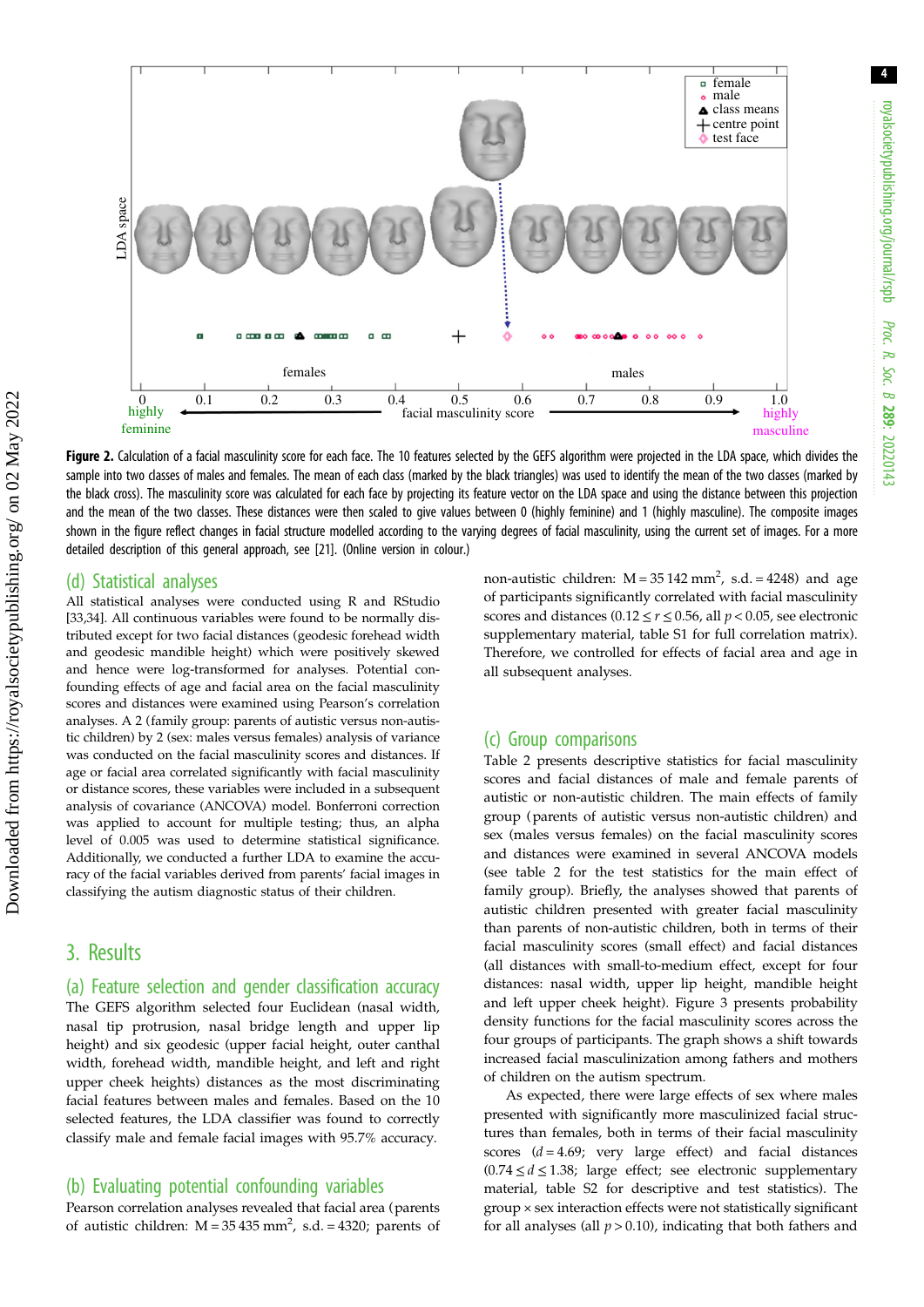**Figure 2.** Calculation of a facial masculinity score for each face. The 10 features selected by the GEFS algorithm were projected in the LDA space, which divides the sample into two classes of males and females. The mean of each class (marked by the black triangles) was used to identify the mean of the two classes (marked by the black cross). The masculinity score was calculated for each face by projecting its feature vector on the LDA space and using the distance between this projection and the mean of the two classes. These distances were then scaled to give values between 0 (highly feminine) and 1 (highly masculine). The composite images shown in the figure reflect changes in facial structure modelled according to the varying degrees of facial masculinity, using the current set of images. For a more detailed description of this general approach, see [21]. (Online version in colour.)

### (d) Statistical analyses

All statistical analyses were conducted using R and RStudio [33,34]. All continuous variables were found to be normally distributed except for two facial distances (geodesic forehead width and geodesic mandible height) which were positively skewed and hence were log-transformed for analyses. Potential confounding effects of age and facial area on the facial masculinity scores and distances were examined using Pearson's correlation analyses. A 2 (family group: parents of autistic versus non-autistic children) by 2 (sex: males versus females) analysis of variance or distance scores, these variables were included in a subsequent analysis of covariance (ANCOVA) model. Bonferroni correction was applied to account for multiple testing; thus, an alpha level of 0.005 was used to determine statistical significance. Additionally, we conducted a further LDA to examine the accuracy of the facial variables derived from parents' facial images in classifying the autism diagnostic status of their children.

## 3. Results

### (a) Feature selection and gender classification accuracy

The GEFS algorithm selected four Euclidean (nasal width, nasal tip protrusion, nasal bridge length and upper lip height) and six geodesic (upper facial height, outer canthal width, forehead width, mandible height, and left and right upper cheek heights) distances as the most discriminating facial features between males and females. Based on the 10 selected features, the LDA classifier was found to correctly classify male and female facial images with 95.7% accuracy.

### (b) Evaluating potential confounding variables

Pearson correlation analyses revealed that facial area (parents of autistic children: M = 35 435 mm$^2$, s.d. = 4320; parents of non-autistic children: M = 35 142 mm$^2$, s.d. = 4248) and age of participants significantly correlated with facial masculinity scores and distances ($0.12 \leq r \leq 0.56$, all $p < 0.05$, see electronic supplementary material, table S1 for full correlation matrix). Therefore, we controlled for effects of facial area and age in all subsequent analyses.

### (c) Group comparisons

Table 2 presents descriptive statistics for facial masculinity scores and facial distances of male and female parents of autistic or non-autistic children. The main effects of family group (parents of autistic versus non-autistic children) and sex (males versus females) on the facial masculinity scores and distances were examined in several ANCOVA models (see table 2 for the test statistics for the main effect of family group). Briefly, the analyses showed that parents of autistic children presented with greater facial masculinity than parents of non-autistic children, both in terms of their facial masculinity scores (small effect) and facial distances (all distances with small-to-medium effect, except for four distances: nasal width, upper lip height, mandible height and left upper cheek height). Figure 3 presents probability density functions for the facial masculinity scores across the four groups of participants. The graph shows a shift towards increased facial masculinization among fathers and mothers of children on the autism spectrum.

As expected, there were large effects of sex where males presented with significantly more masculinized facial structures than females, both in terms of their facial masculinity scores ($d = 4.69$; very large effect) and facial distances ($0.74 \leq d \leq 1.38$; large effect; see electronic supplementary material, table S2 for descriptive and test statistics). The group × sex interaction effects were not statistically significant for all analyses (all $p > 0.10$), indicating that both fathers and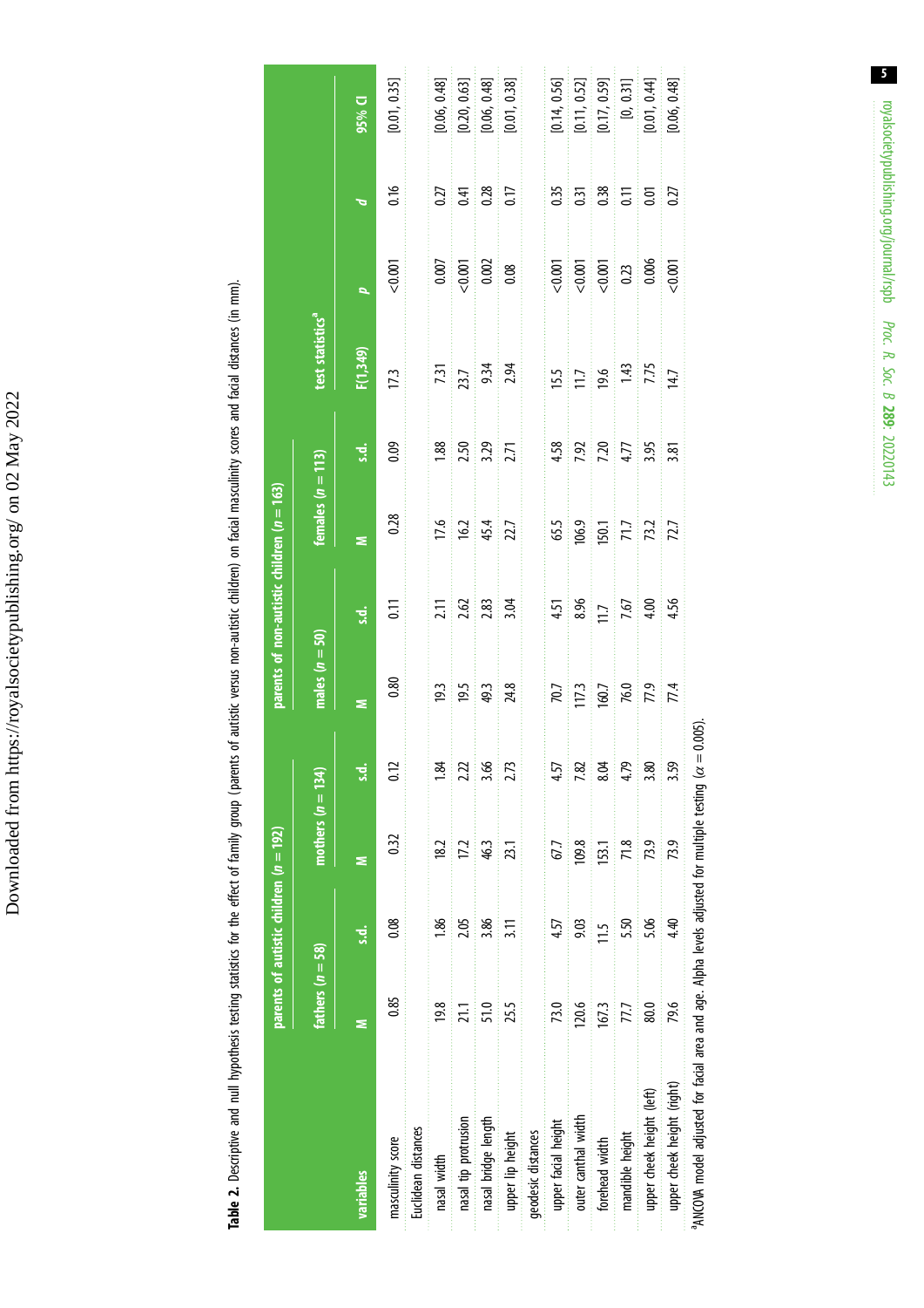**Table 2.** Descriptive and null hypothesis testing statistics for the effect of family group (parents of autistic versus non-autistic children) on facial masculinity scores and facial distances (in mm).

| variables | parents of autistic children ($n = 192$) | | | | parents of non-autistic children ($n = 163$) | | | | test statistics[a] | | | |
|---|---|---|---|---|---|---|---|---|---|---|---|---|
| | fathers ($n = 58$) | | mothers ($n = 134$) | | males ($n = 50$) | | females ($n = 113$) | | | | | |
| | M | s.d. | M | s.d. | M | s.d. | M | s.d. | $F_{(1,349)}$ | $p$ | $d$ | 95% CI |
| masculinity score | 0.85 | 0.08 | 0.32 | 0.12 | 0.80 | 0.11 | 0.28 | 0.09 | 17.3 | <0.001 | 0.16 | [0.01, 0.35] |
| Euclidean distances | | | | | | | | | | | | |
| nasal width | 19.8 | 1.86 | 18.2 | 1.84 | 19.3 | 2.11 | 17.6 | 1.88 | 7.31 | 0.007 | 0.27 | [0.06, 0.48] |
| nasal tip protrusion | 21.1 | 2.05 | 17.2 | 2.22 | 19.5 | 2.62 | 16.2 | 2.50 | 23.7 | <0.001 | 0.41 | [0.20, 0.63] |
| nasal bridge length | 51.0 | 3.86 | 46.3 | 3.66 | 49.3 | 2.83 | 45.4 | 3.29 | 9.34 | 0.002 | 0.28 | [0.06, 0.48] |
| upper lip height | 25.5 | 3.11 | 23.1 | 2.73 | 24.8 | 3.04 | 22.7 | 2.71 | 2.94 | 0.08 | 0.17 | [0.01, 0.38] |
| geodesic distances | | | | | | | | | | | | |
| upper facial height | 73.0 | 4.57 | 67.7 | 4.57 | 70.7 | 4.51 | 65.5 | 4.58 | 15.5 | <0.001 | 0.35 | [0.14, 0.56] |
| outer canthal width | 120.6 | 9.03 | 109.8 | 7.82 | 117.3 | 8.96 | 106.9 | 7.92 | 11.7 | <0.001 | 0.31 | [0.11, 0.52] |
| forehead width | 167.3 | 11.5 | 153.1 | 8.04 | 160.7 | 11.7 | 150.1 | 7.20 | 19.6 | <0.001 | 0.38 | [0.17, 0.59] |
| mandible height | 77.7 | 5.50 | 71.8 | 4.79 | 76.0 | 7.67 | 71.7 | 4.77 | 1.43 | 0.23 | 0.11 | [0, 0.31] |
| upper cheek height (left) | 80.0 | 5.06 | 73.9 | 3.80 | 77.9 | 4.00 | 73.2 | 3.95 | 7.75 | 0.006 | 0.01 | [0.01, 0.44] |
| upper cheek height (right) | 79.6 | 4.40 | 73.9 | 3.59 | 77.4 | 4.56 | 72.7 | 3.81 | 14.7 | <0.001 | 0.27 | [0.06, 0.48] |

[a]ANCOVA model adjusted for facial area and age. Alpha levels adjusted for multiple testing ($\alpha = 0.005$).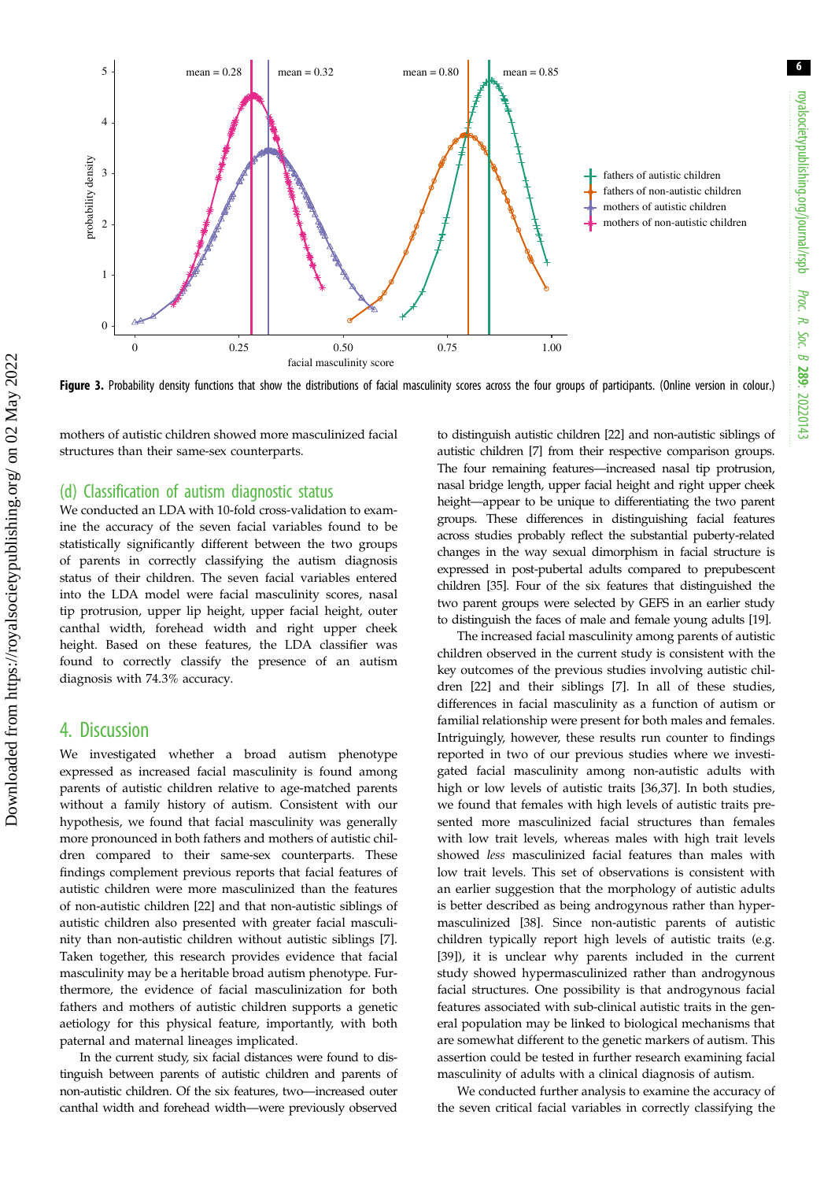Figure 3. Probability density functions that show the distributions of facial masculinity scores across the four groups of participants. (Online version in colour.)

mothers of autistic children showed more masculinized facial structures than their same-sex counterparts.

### (d) Classification of autism diagnostic status

We conducted an LDA with 10-fold cross-validation to examine the accuracy of the seven facial variables found to be statistically significantly different between the two groups of parents in correctly classifying the autism diagnosis status of their children. The seven facial variables entered into the LDA model were facial masculinity scores, nasal tip protrusion, upper lip height, upper facial height, outer canthal width, forehead width and right upper cheek height. Based on these features, the LDA classifier was found to correctly classify the presence of an autism diagnosis with 74.3% accuracy.

## 4. Discussion

We investigated whether a broad autism phenotype expressed as increased facial masculinity is found among parents of autistic children relative to age-matched parents without a family history of autism. Consistent with our hypothesis, we found that facial masculinity was generally more pronounced in both fathers and mothers of autistic children compared to their same-sex counterparts. These findings complement previous reports that facial features of autistic children were more masculinized than the features of non-autistic children [22] and that non-autistic siblings of autistic children also presented with greater facial masculinity than non-autistic children without autistic siblings [7]. Taken together, this research provides evidence that facial masculinity may be a heritable broad autism phenotype. Furthermore, the evidence of facial masculinization for both fathers and mothers of autistic children supports a genetic aetiology for this physical feature, importantly, with both paternal and maternal lineages implicated.

In the current study, six facial distances were found to distinguish between parents of autistic children and parents of non-autistic children. Of the six features, two—increased outer canthal width and forehead width—were previously observed to distinguish autistic children [22] and non-autistic siblings of autistic children [7] from their respective comparison groups. The four remaining features—increased nasal tip protrusion, nasal bridge length, upper facial height and right upper cheek height—appear to be unique to differentiating the two parent groups. These differences in distinguishing facial features across studies probably reflect the substantial puberty-related changes in the way sexual dimorphism in facial structure is expressed in post-pubertal adults compared to prepubescent children [35]. Four of the six features that distinguished the two parent groups were selected by GEFS in an earlier study to distinguish the faces of male and female young adults [19].

The increased facial masculinity among parents of autistic children observed in the current study is consistent with the key outcomes of the previous studies involving autistic children [22] and their siblings [7]. In all of these studies, differences in facial masculinity as a function of autism or familial relationship were present for both males and females. Intriguingly, however, these results run counter to findings reported in two of our previous studies where we investigated facial masculinity among non-autistic adults with high or low levels of autistic traits [36,37]. In both studies, we found that females with high levels of autistic traits presented more masculinized facial structures than females with low trait levels, whereas males with high trait levels showed *less* masculinized facial features than males with low trait levels. This set of observations is consistent with an earlier suggestion that the morphology of autistic adults is better described as being androgynous rather than hypermasculinized [38]. Since non-autistic parents of autistic children typically report high levels of autistic traits (e.g. [39]), it is unclear why parents included in the current study showed hypermasculinized rather than androgynous facial structures. One possibility is that androgynous facial features associated with sub-clinical autistic traits in the general population may be linked to biological mechanisms that are somewhat different to the genetic markers of autism. This assertion could be tested in further research examining facial masculinity of adults with a clinical diagnosis of autism.

We conducted further analysis to examine the accuracy of the seven critical facial variables in correctly classifying the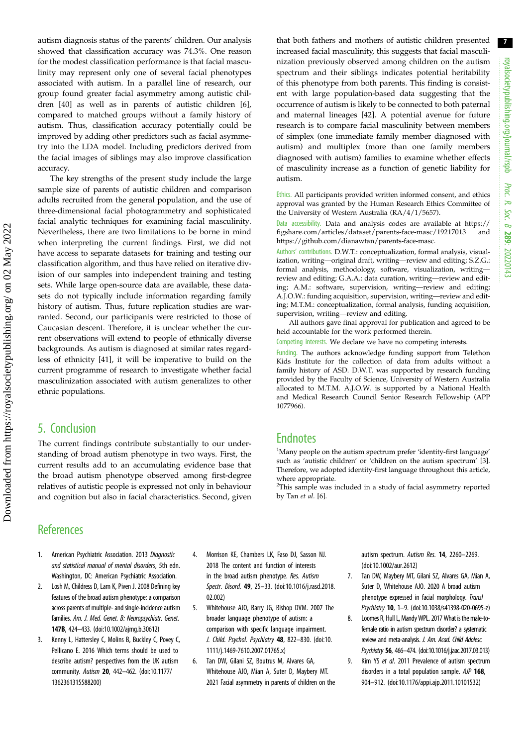autism diagnosis status of the parents' children. Our analysis showed that classification accuracy was 74.3%. One reason for the modest classification performance is that facial masculinity may represent only one of several facial phenotypes associated with autism. In a parallel line of research, our group found greater facial asymmetry among autistic children [40] as well as in parents of autistic children [6], compared to matched groups without a family history of autism. Thus, classification accuracy potentially could be improved by adding other predictors such as facial asymmetry into the LDA model. Including predictors derived from the facial images of siblings may also improve classification accuracy.

The key strengths of the present study include the large sample size of parents of autistic children and comparison adults recruited from the general population, and the use of three-dimensional facial photogrammetry and sophisticated facial analytic techniques for examining facial masculinity. Nevertheless, there are two limitations to be borne in mind when interpreting the current findings. First, we did not have access to separate datasets for training and testing our classification algorithm, and thus have relied on iterative division of our samples into independent training and testing sets. While large open-source data are available, these datasets do not typically include information regarding family history of autism. Thus, future replication studies are warranted. Second, our participants were restricted to those of Caucasian descent. Therefore, it is unclear whether the current observations will extend to people of ethnically diverse backgrounds. As autism is diagnosed at similar rates regardless of ethnicity [41], it will be imperative to build on the current programme of research to investigate whether facial masculinization associated with autism generalizes to other ethnic populations.

## 5. Conclusion

The current findings contribute substantially to our understanding of broad autism phenotype in two ways. First, the current results add to an accumulating evidence base that the broad autism phenotype observed among first-degree relatives of autistic people is expressed not only in behaviour and cognition but also in facial characteristics. Second, given that both fathers and mothers of autistic children presented increased facial masculinity, this suggests that facial masculinization previously observed among children on the autism spectrum and their siblings indicates potential heritability of this phenotype from both parents. This finding is consistent with large population-based data suggesting that the occurrence of autism is likely to be connected to both paternal and maternal lineages [42]. A potential avenue for future research is to compare facial masculinity between members of simplex (one immediate family member diagnosed with autism) and multiplex (more than one family members diagnosed with autism) families to examine whether effects of masculinity increase as a function of genetic liability for autism.

Ethics. All participants provided written informed consent, and ethics approval was granted by the Human Research Ethics Committee of the University of Western Australia (RA/4/1/5657).

Data accessibility. Data and analysis codes are available at https://figshare.com/articles/dataset/parents-face-masc/19217013 and https://github.com/dianawtan/parents-face-masc.

Authors' contributions. D.W.T.: conceptualization, formal analysis, visualization, writing—original draft, writing—review and editing; S.Z.G.: formal analysis, methodology, software, visualization, writing—review and editing; G.A.A.: data curation, writing—review and editing; A.M.: software, supervision, writing—review and editing; A.J.O.W.: funding acquisition, supervision, writing—review and editing; M.T.M.: conceptualization, formal analysis, funding acquisition, supervision, writing—review and editing.

All authors gave final approval for publication and agreed to be held accountable for the work performed therein.

Competing interests. We declare we have no competing interests.

Funding. The authors acknowledge funding support from Telethon Kids Institute for the collection of data from adults without a family history of ASD. D.W.T. was supported by research funding provided by the Faculty of Science, University of Western Australia allocated to M.T.M. A.J.O.W. is supported by a National Health and Medical Research Council Senior Research Fellowship (APP 1077966).

## Endnotes

[1]Many people on the autism spectrum prefer 'identity-first language' such as 'autistic children' or 'children on the autism spectrum' [3]. Therefore, we adopted identity-first language throughout this article, where appropriate.

[2]This sample was included in a study of facial asymmetry reported by Tan *et al.* [6].

## References

1. American Psychiatric Association. 2013 *Diagnostic and statistical manual of mental disorders*, 5th edn. Washington, DC: American Psychiatric Association.
2. Losh M, Childress D, Lam K, Piven J. 2008 Defining key features of the broad autism phenotype: a comparison across parents of multiple- and single-incidence autism families. *Am. J. Med. Genet. B: Neuropsychiatr. Genet.* **147B**, 424–433. (doi:10.1002/ajmg.b.30612)
3. Kenny L, Hattersley C, Molins B, Buckley C, Povey C, Pellicano E. 2016 Which terms should be used to describe autism? perspectives from the UK autism community. *Autism* **20**, 442–462. (doi:10.1177/1362361315588200)
4. Morrison KE, Chambers LK, Faso DJ, Sasson NJ. 2018 The content and function of interests in the broad autism phenotype. *Res. Autism Spectr. Disord.* **49**, 25–33. (doi:10.1016/j.rasd.2018.02.002)
5. Whitehouse AJO, Barry JG, Bishop DVM. 2007 The broader language phenotype of autism: a comparison with specific language impairment. *J. Child. Psychol. Psychiatry* **48**, 822–830. (doi:10.1111/j.1469-7610.2007.01765.x)
6. Tan DW, Gilani SZ, Boutrus M, Alvares GA, Whitehouse AJO, Mian A, Suter D, Maybery MT. 2021 Facial asymmetry in parents of children on the autism spectrum. *Autism Res.* **14**, 2260–2269. (doi:10.1002/aur.2612)
7. Tan DW, Maybery MT, Gilani SZ, Alvares GA, Mian A, Suter D, Whitehouse AJO. 2020 A broad autism phenotype expressed in facial morphology. *Transl Psychiatry* **10**, 1–9. (doi:10.1038/s41398-020-0695-z)
8. Loomes R, Hull L, Mandy WPL. 2017 What is the male-to-female ratio in autism spectrum disorder? a systematic review and meta-analysis. *J. Am. Acad. Child Adolesc. Psychiatry* **56**, 466–474. (doi:10.1016/j.jaac.2017.03.013)
9. Kim YS *et al*. 2011 Prevalence of autism spectrum disorders in a total population sample. *AJP* **168**, 904–912. (doi:10.1176/appi.ajp.2011.10101532)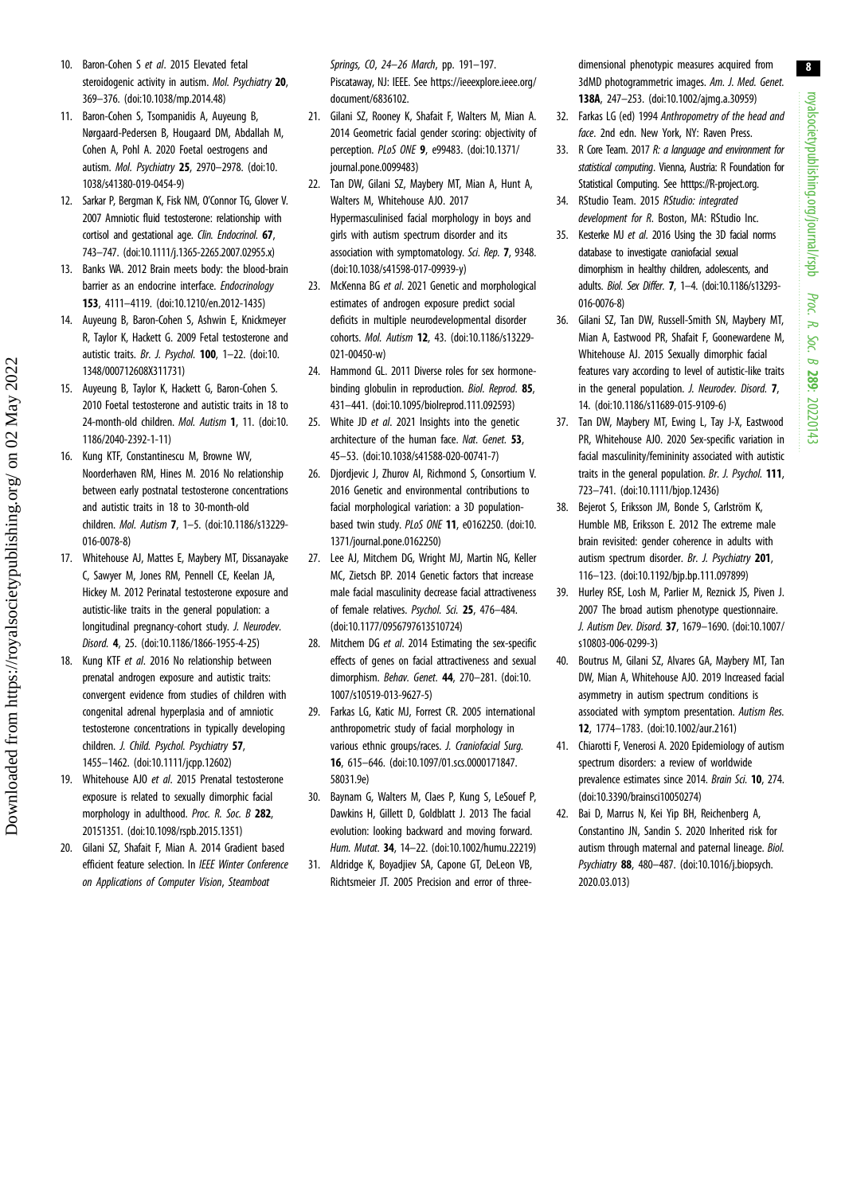10. Baron-Cohen S *et al*. 2015 Elevated fetal steroidogenic activity in autism. *Mol. Psychiatry* **20**, 369–376. (doi:10.1038/mp.2014.48)
11. Baron-Cohen S, Tsompanidis A, Auyeung B, Nørgaard-Pedersen B, Hougaard DM, Abdallah M, Cohen A, Pohl A. 2020 Foetal oestrogens and autism. *Mol. Psychiatry* **25**, 2970–2978. (doi:10.1038/s41380-019-0454-9)
12. Sarkar P, Bergman K, Fisk NM, O'Connor TG, Glover V. 2007 Amniotic fluid testosterone: relationship with cortisol and gestational age. *Clin. Endocrinol.* **67**, 743–747. (doi:10.1111/j.1365-2265.2007.02955.x)
13. Banks WA. 2012 Brain meets body: the blood-brain barrier as an endocrine interface. *Endocrinology* **153**, 4111–4119. (doi:10.1210/en.2012-1435)
14. Auyeung B, Baron-Cohen S, Ashwin E, Knickmeyer R, Taylor K, Hackett G. 2009 Fetal testosterone and autistic traits. *Br. J. Psychol.* **100**, 1–22. (doi:10.1348/000712608X311731)
15. Auyeung B, Taylor K, Hackett G, Baron-Cohen S. 2010 Foetal testosterone and autistic traits in 18 to 24-month-old children. *Mol. Autism* **1**, 11. (doi:10.1186/2040-2392-1-11)
16. Kung KTF, Constantinescu M, Browne WV, Noorderhaven RM, Hines M. 2016 No relationship between early postnatal testosterone concentrations and autistic traits in 18 to 30-month-old children. *Mol. Autism* **7**, 1–5. (doi:10.1186/s13229-016-0078-8)
17. Whitehouse AJ, Mattes E, Maybery MT, Dissanayake C, Sawyer M, Jones RM, Pennell CE, Keelan JA, Hickey M. 2012 Perinatal testosterone exposure and autistic-like traits in the general population: a longitudinal pregnancy-cohort study. *J. Neurodev. Disord.* **4**, 25. (doi:10.1186/1866-1955-4-25)
18. Kung KTF *et al*. 2016 No relationship between prenatal androgen exposure and autistic traits: convergent evidence from studies of children with congenital adrenal hyperplasia and of amniotic testosterone concentrations in typically developing children. *J. Child. Psychol. Psychiatry* **57**, 1455–1462. (doi:10.1111/jcpp.12602)
19. Whitehouse AJO *et al*. 2015 Prenatal testosterone exposure is related to sexually dimorphic facial morphology in adulthood. *Proc. R. Soc. B* **282**, 20151351. (doi:10.1098/rspb.2015.1351)
20. Gilani SZ, Shafait F, Mian A. 2014 Gradient based efficient feature selection. In *IEEE Winter Conference on Applications of Computer Vision, Steamboat Springs, CO, 24–26 March*, pp. 191–197. Piscataway, NJ: IEEE. See https://ieeexplore.ieee.org/document/6836102.
21. Gilani SZ, Rooney K, Shafait F, Walters M, Mian A. 2014 Geometric facial gender scoring: objectivity of perception. *PLoS ONE* **9**, e99483. (doi:10.1371/journal.pone.0099483)
22. Tan DW, Gilani SZ, Maybery MT, Mian A, Hunt A, Walters M, Whitehouse AJO. 2017 Hypermasculinised facial morphology in boys and girls with autism spectrum disorder and its association with symptomatology. *Sci. Rep.* **7**, 9348. (doi:10.1038/s41598-017-09939-y)
23. McKenna BG *et al*. 2021 Genetic and morphological estimates of androgen exposure predict social deficits in multiple neurodevelopmental disorder cohorts. *Mol. Autism* **12**, 43. (doi:10.1186/s13229-021-00450-w)
24. Hammond GL. 2011 Diverse roles for sex hormone-binding globulin in reproduction. *Biol. Reprod.* **85**, 431–441. (doi:10.1095/biolreprod.111.092593)
25. White JD *et al*. 2021 Insights into the genetic architecture of the human face. *Nat. Genet.* **53**, 45–53. (doi:10.1038/s41588-020-00741-7)
26. Djordjevic J, Zhurov AI, Richmond S, Consortium V. 2016 Genetic and environmental contributions to facial morphological variation: a 3D population-based twin study. *PLoS ONE* **11**, e0162250. (doi:10.1371/journal.pone.0162250)
27. Lee AJ, Mitchem DG, Wright MJ, Martin NG, Keller MC, Zietsch BP. 2014 Genetic factors that increase male facial masculinity decrease facial attractiveness of female relatives. *Psychol. Sci.* **25**, 476–484. (doi:10.1177/0956797613510724)
28. Mitchem DG *et al*. 2014 Estimating the sex-specific effects of genes on facial attractiveness and sexual dimorphism. *Behav. Genet.* **44**, 270–281. (doi:10.1007/s10519-013-9627-5)
29. Farkas LG, Katic MJ, Forrest CR. 2005 International anthropometric study of facial morphology in various ethnic groups/races. *J. Craniofacial Surg.* **16**, 615–646. (doi:10.1097/01.scs.0000171847.58031.9e)
30. Baynam G, Walters M, Claes P, Kung S, LeSouef P, Dawkins H, Gillett D, Goldblatt J. 2013 The facial evolution: looking backward and moving forward. *Hum. Mutat.* **34**, 14–22. (doi:10.1002/humu.22219)
31. Aldridge K, Boyadjiev SA, Capone GT, DeLeon VB, Richtsmeier JT. 2005 Precision and error of three-dimensional phenotypic measures acquired from 3dMD photogrammetric images. *Am. J. Med. Genet.* **138A**, 247–253. (doi:10.1002/ajmg.a.30959)
32. Farkas LG (ed) 1994 *Anthropometry of the head and face*. 2nd edn. New York, NY: Raven Press.
33. R Core Team. 2017 *R: a language and environment for statistical computing*. Vienna, Austria: R Foundation for Statistical Computing. See htttps://R-project.org.
34. RStudio Team. 2015 *RStudio: integrated development for R*. Boston, MA: RStudio Inc.
35. Kesterke MJ *et al*. 2016 Using the 3D facial norms database to investigate craniofacial sexual dimorphism in healthy children, adolescents, and adults. *Biol. Sex Differ.* **7**, 1–4. (doi:10.1186/s13293-016-0076-8)
36. Gilani SZ, Tan DW, Russell-Smith SN, Maybery MT, Mian A, Eastwood PR, Shafait F, Goonewardene M, Whitehouse AJ. 2015 Sexually dimorphic facial features vary according to level of autistic-like traits in the general population. *J. Neurodev. Disord.* **7**, 14. (doi:10.1186/s11689-015-9109-6)
37. Tan DW, Maybery MT, Ewing L, Tay J-X, Eastwood PR, Whitehouse AJO. 2020 Sex-specific variation in facial masculinity/femininity associated with autistic traits in the general population. *Br. J. Psychol.* **111**, 723–741. (doi:10.1111/bjop.12436)
38. Bejerot S, Eriksson JM, Bonde S, Carlström K, Humble MB, Eriksson E. 2012 The extreme male brain revisited: gender coherence in adults with autism spectrum disorder. *Br. J. Psychiatry* **201**, 116–123. (doi:10.1192/bjp.bp.111.097899)
39. Hurley RSE, Losh M, Parlier M, Reznick JS, Piven J. 2007 The broad autism phenotype questionnaire. *J. Autism Dev. Disord.* **37**, 1679–1690. (doi:10.1007/s10803-006-0299-3)
40. Boutrus M, Gilani SZ, Alvares GA, Maybery MT, Tan DW, Mian A, Whitehouse AJO. 2019 Increased facial asymmetry in autism spectrum conditions is associated with symptom presentation. *Autism Res.* **12**, 1774–1783. (doi:10.1002/aur.2161)
41. Chiarotti F, Venerosi A. 2020 Epidemiology of autism spectrum disorders: a review of worldwide prevalence estimates since 2014. *Brain Sci.* **10**, 274. (doi:10.3390/brainsci10050274)
42. Bai D, Marrus N, Kei Yip BH, Reichenberg A, Constantino JN, Sandin S. 2020 Inherited risk for autism through maternal and paternal lineage. *Biol. Psychiatry* **88**, 480–487. (doi:10.1016/j.biopsych.2020.03.013)